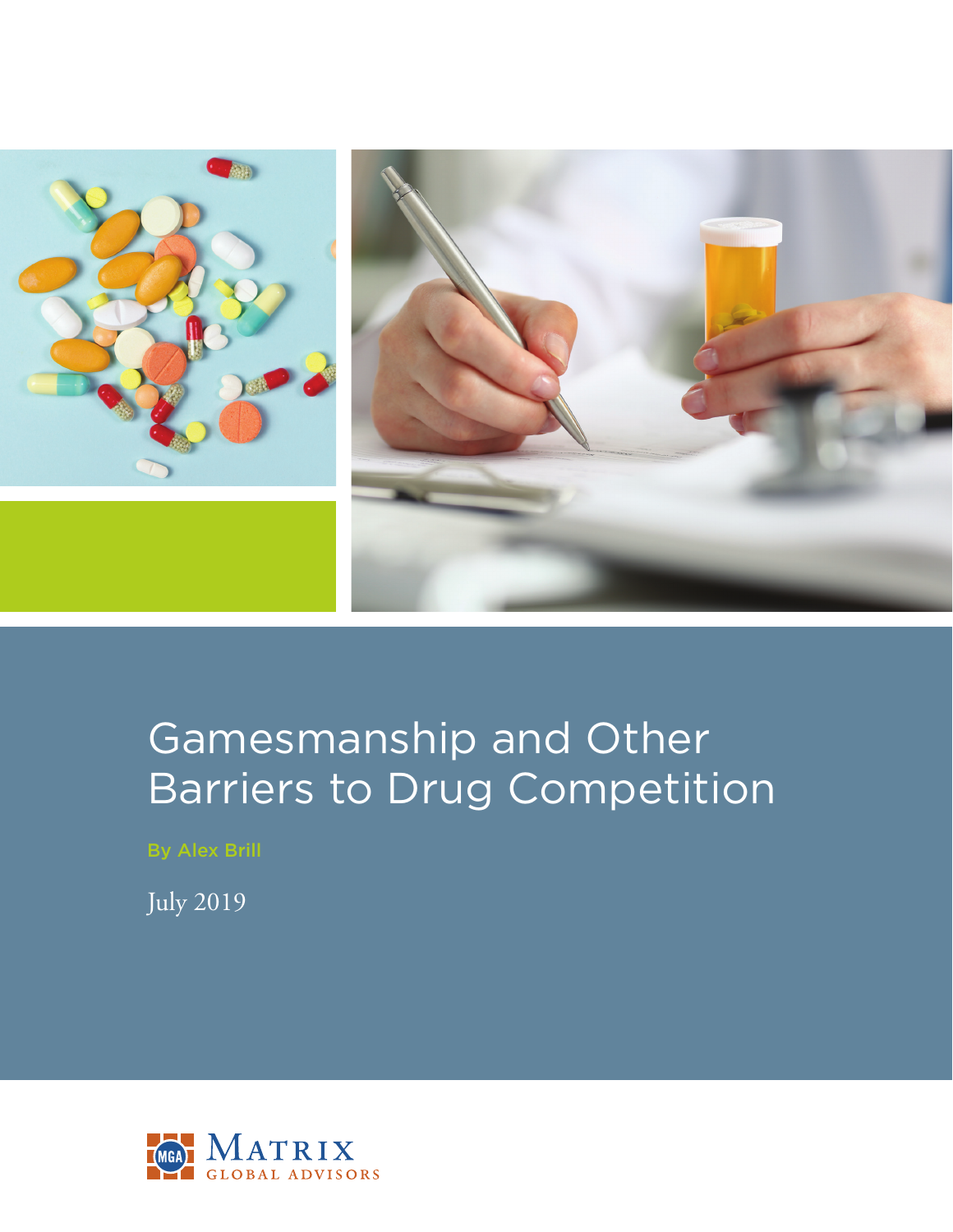# Gamesmanship and Other Barriers to Drug Competition

By Alex Brill

July 2019

Matrix Global Advisors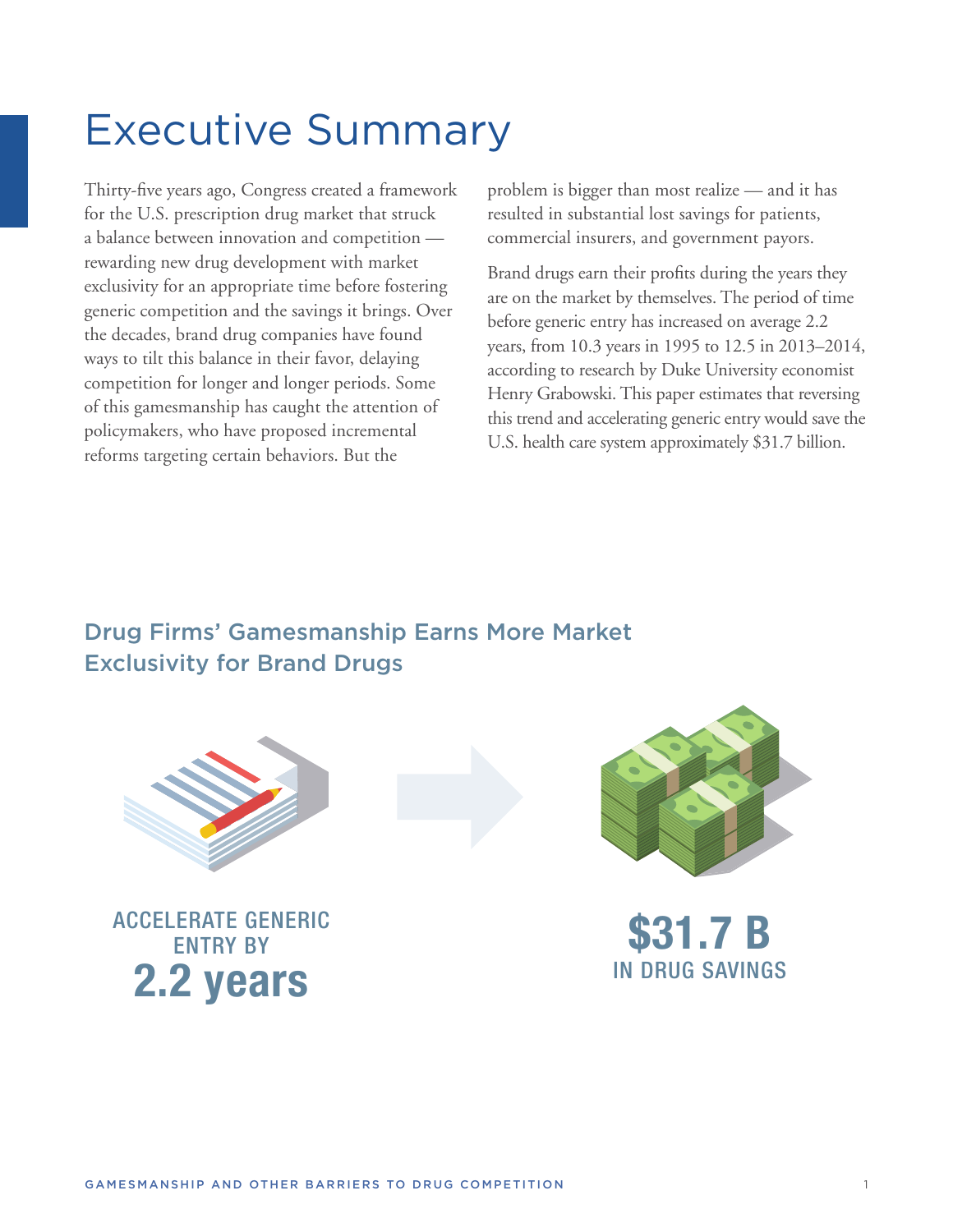# Executive Summary

Thirty-five years ago, Congress created a framework for the U.S. prescription drug market that struck a balance between innovation and competition — rewarding new drug development with market exclusivity for an appropriate time before fostering generic competition and the savings it brings. Over the decades, brand drug companies have found ways to tilt this balance in their favor, delaying competition for longer and longer periods. Some of this gamesmanship has caught the attention of policymakers, who have proposed incremental reforms targeting certain behaviors. But the problem is bigger than most realize — and it has resulted in substantial lost savings for patients, commercial insurers, and government payors.

Brand drugs earn their profits during the years they are on the market by themselves. The period of time before generic entry has increased on average 2.2 years, from 10.3 years in 1995 to 12.5 in 2013–2014, according to research by Duke University economist Henry Grabowski. This paper estimates that reversing this trend and accelerating generic entry would save the U.S. health care system approximately $31.7 billion.

## Drug Firms' Gamesmanship Earns More Market Exclusivity for Brand Drugs

ACCELERATE GENERIC ENTRY BY
**2.2 years**

**$31.7 B**
IN DRUG SAVINGS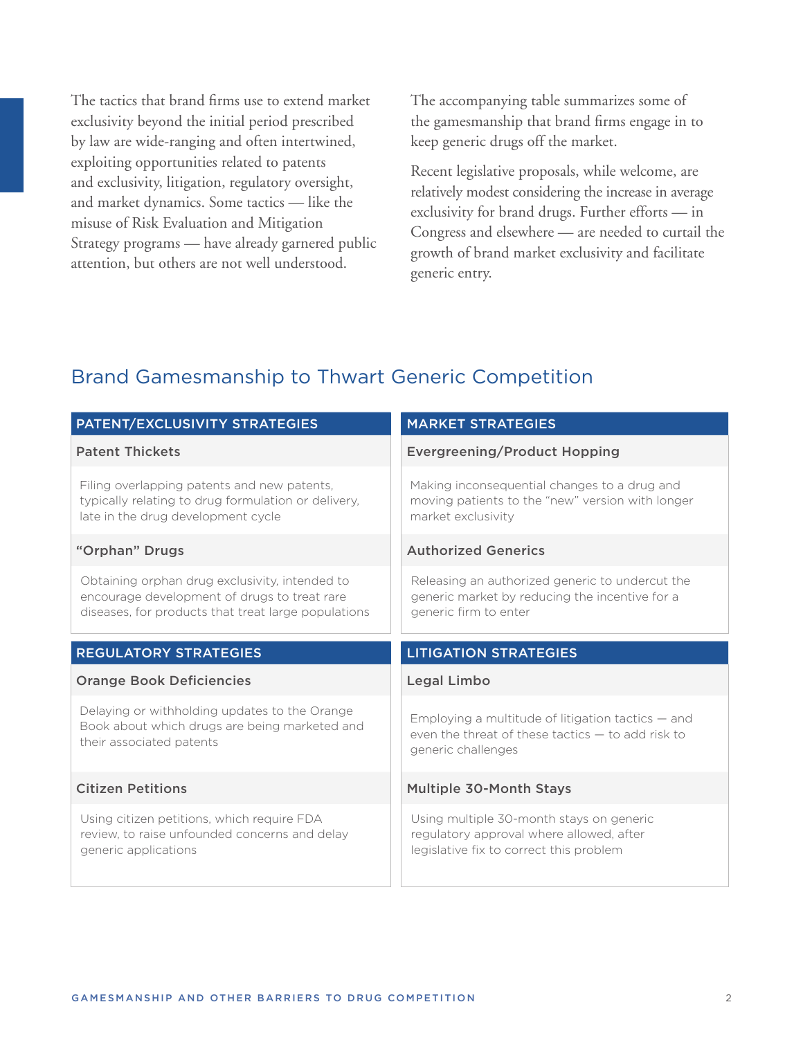The tactics that brand firms use to extend market exclusivity beyond the initial period prescribed by law are wide-ranging and often intertwined, exploiting opportunities related to patents and exclusivity, litigation, regulatory oversight, and market dynamics. Some tactics — like the misuse of Risk Evaluation and Mitigation Strategy programs — have already garnered public attention, but others are not well understood.

The accompanying table summarizes some of the gamesmanship that brand firms engage in to keep generic drugs off the market.

Recent legislative proposals, while welcome, are relatively modest considering the increase in average exclusivity for brand drugs. Further efforts — in Congress and elsewhere — are needed to curtail the growth of brand market exclusivity and facilitate generic entry.

## Brand Gamesmanship to Thwart Generic Competition

### PATENT/EXCLUSIVITY STRATEGIES

**Patent Thickets**

Filing overlapping patents and new patents, typically relating to drug formulation or delivery, late in the drug development cycle

**"Orphan" Drugs**

Obtaining orphan drug exclusivity, intended to encourage development of drugs to treat rare diseases, for products that treat large populations

### MARKET STRATEGIES

**Evergreening/Product Hopping**

Making inconsequential changes to a drug and moving patients to the "new" version with longer market exclusivity

**Authorized Generics**

Releasing an authorized generic to undercut the generic market by reducing the incentive for a generic firm to enter

### REGULATORY STRATEGIES

**Orange Book Deficiencies**

Delaying or withholding updates to the Orange Book about which drugs are being marketed and their associated patents

**Citizen Petitions**

Using citizen petitions, which require FDA review, to raise unfounded concerns and delay generic applications

### LITIGATION STRATEGIES

**Legal Limbo**

Employing a multitude of litigation tactics — and even the threat of these tactics — to add risk to generic challenges

**Multiple 30-Month Stays**

Using multiple 30-month stays on generic regulatory approval where allowed, after legislative fix to correct this problem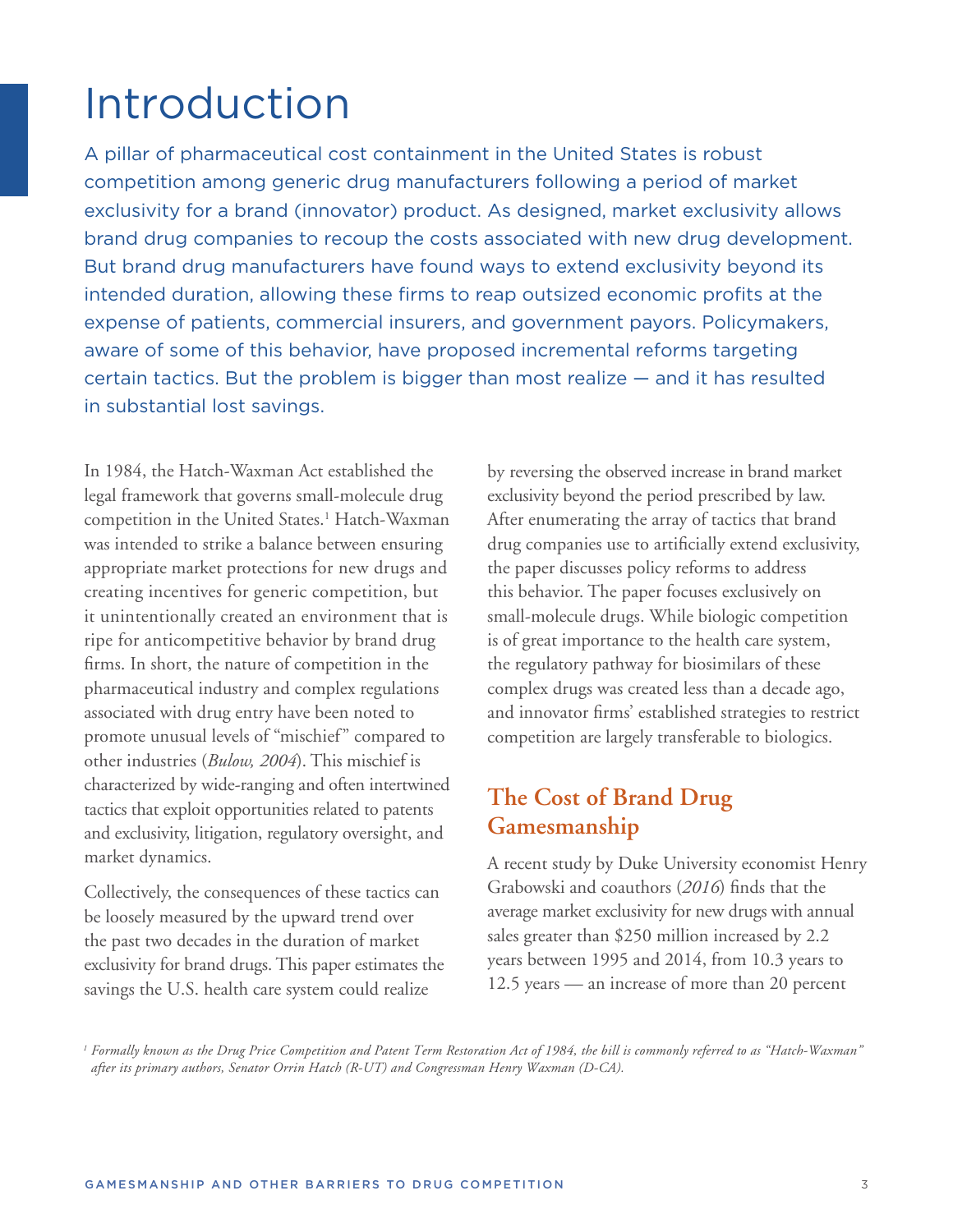# Introduction

A pillar of pharmaceutical cost containment in the United States is robust competition among generic drug manufacturers following a period of market exclusivity for a brand (innovator) product. As designed, market exclusivity allows brand drug companies to recoup the costs associated with new drug development. But brand drug manufacturers have found ways to extend exclusivity beyond its intended duration, allowing these firms to reap outsized economic profits at the expense of patients, commercial insurers, and government payors. Policymakers, aware of some of this behavior, have proposed incremental reforms targeting certain tactics. But the problem is bigger than most realize — and it has resulted in substantial lost savings.

In 1984, the Hatch-Waxman Act established the legal framework that governs small-molecule drug competition in the United States.[1] Hatch-Waxman was intended to strike a balance between ensuring appropriate market protections for new drugs and creating incentives for generic competition, but it unintentionally created an environment that is ripe for anticompetitive behavior by brand drug firms. In short, the nature of competition in the pharmaceutical industry and complex regulations associated with drug entry have been noted to promote unusual levels of "mischief" compared to other industries (*Bulow, 2004*). This mischief is characterized by wide-ranging and often intertwined tactics that exploit opportunities related to patents and exclusivity, litigation, regulatory oversight, and market dynamics.

Collectively, the consequences of these tactics can be loosely measured by the upward trend over the past two decades in the duration of market exclusivity for brand drugs. This paper estimates the savings the U.S. health care system could realize by reversing the observed increase in brand market exclusivity beyond the period prescribed by law. After enumerating the array of tactics that brand drug companies use to artificially extend exclusivity, the paper discusses policy reforms to address this behavior. The paper focuses exclusively on small-molecule drugs. While biologic competition is of great importance to the health care system, the regulatory pathway for biosimilars of these complex drugs was created less than a decade ago, and innovator firms' established strategies to restrict competition are largely transferable to biologics.

## The Cost of Brand Drug Gamesmanship

A recent study by Duke University economist Henry Grabowski and coauthors (*2016*) finds that the average market exclusivity for new drugs with annual sales greater than $250 million increased by 2.2 years between 1995 and 2014, from 10.3 years to 12.5 years — an increase of more than 20 percent

[1] *Formally known as the Drug Price Competition and Patent Term Restoration Act of 1984, the bill is commonly referred to as "Hatch-Waxman" after its primary authors, Senator Orrin Hatch (R-UT) and Congressman Henry Waxman (D-CA).*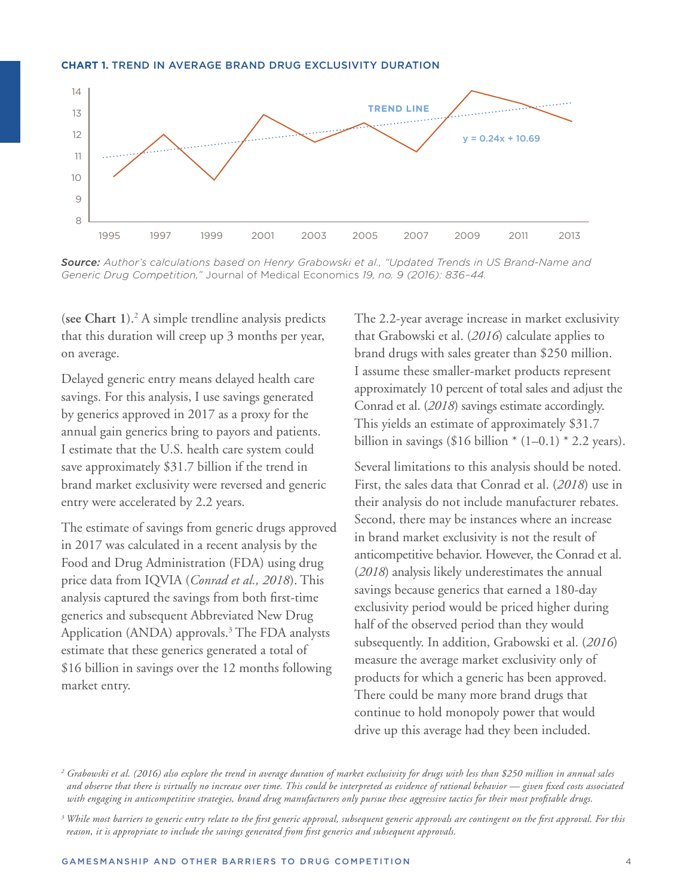**CHART 1.** TREND IN AVERAGE BRAND DRUG EXCLUSIVITY DURATION

*Source:* *Author's calculations based on Henry Grabowski et al., "Updated Trends in US Brand-Name and Generic Drug Competition,"* Journal of Medical Economics *19, no. 9 (2016): 836–44.*

(**see Chart 1**).[2] A simple trendline analysis predicts that this duration will creep up 3 months per year, on average.

Delayed generic entry means delayed health care savings. For this analysis, I use savings generated by generics approved in 2017 as a proxy for the annual gain generics bring to payors and patients. I estimate that the U.S. health care system could save approximately $31.7 billion if the trend in brand market exclusivity were reversed and generic entry were accelerated by 2.2 years.

The estimate of savings from generic drugs approved in 2017 was calculated in a recent analysis by the Food and Drug Administration (FDA) using drug price data from IQVIA (*Conrad et al., 2018*). This analysis captured the savings from both first-time generics and subsequent Abbreviated New Drug Application (ANDA) approvals.[3] The FDA analysts estimate that these generics generated a total of $16 billion in savings over the 12 months following market entry.

The 2.2-year average increase in market exclusivity that Grabowski et al. (*2016*) calculate applies to brand drugs with sales greater than $250 million. I assume these smaller-market products represent approximately 10 percent of total sales and adjust the Conrad et al. (*2018*) savings estimate accordingly. This yields an estimate of approximately $31.7 billion in savings ($16 billion * (1–0.1) * 2.2 years).

Several limitations to this analysis should be noted. First, the sales data that Conrad et al. (*2018*) use in their analysis do not include manufacturer rebates. Second, there may be instances where an increase in brand market exclusivity is not the result of anticompetitive behavior. However, the Conrad et al. (*2018*) analysis likely underestimates the annual savings because generics that earned a 180-day exclusivity period would be priced higher during half of the observed period than they would subsequently. In addition, Grabowski et al. (*2016*) measure the average market exclusivity only of products for which a generic has been approved. There could be many more brand drugs that continue to hold monopoly power that would drive up this average had they been included.

[2] *Grabowski et al. (2016) also explore the trend in average duration of market exclusivity for drugs with less than $250 million in annual sales and observe that there is virtually no increase over time. This could be interpreted as evidence of rational behavior — given fixed costs associated with engaging in anticompetitive strategies, brand drug manufacturers only pursue these aggressive tactics for their most profitable drugs.*

[3] *While most barriers to generic entry relate to the first generic approval, subsequent generic approvals are contingent on the first approval. For this reason, it is appropriate to include the savings generated from first generics and subsequent approvals.*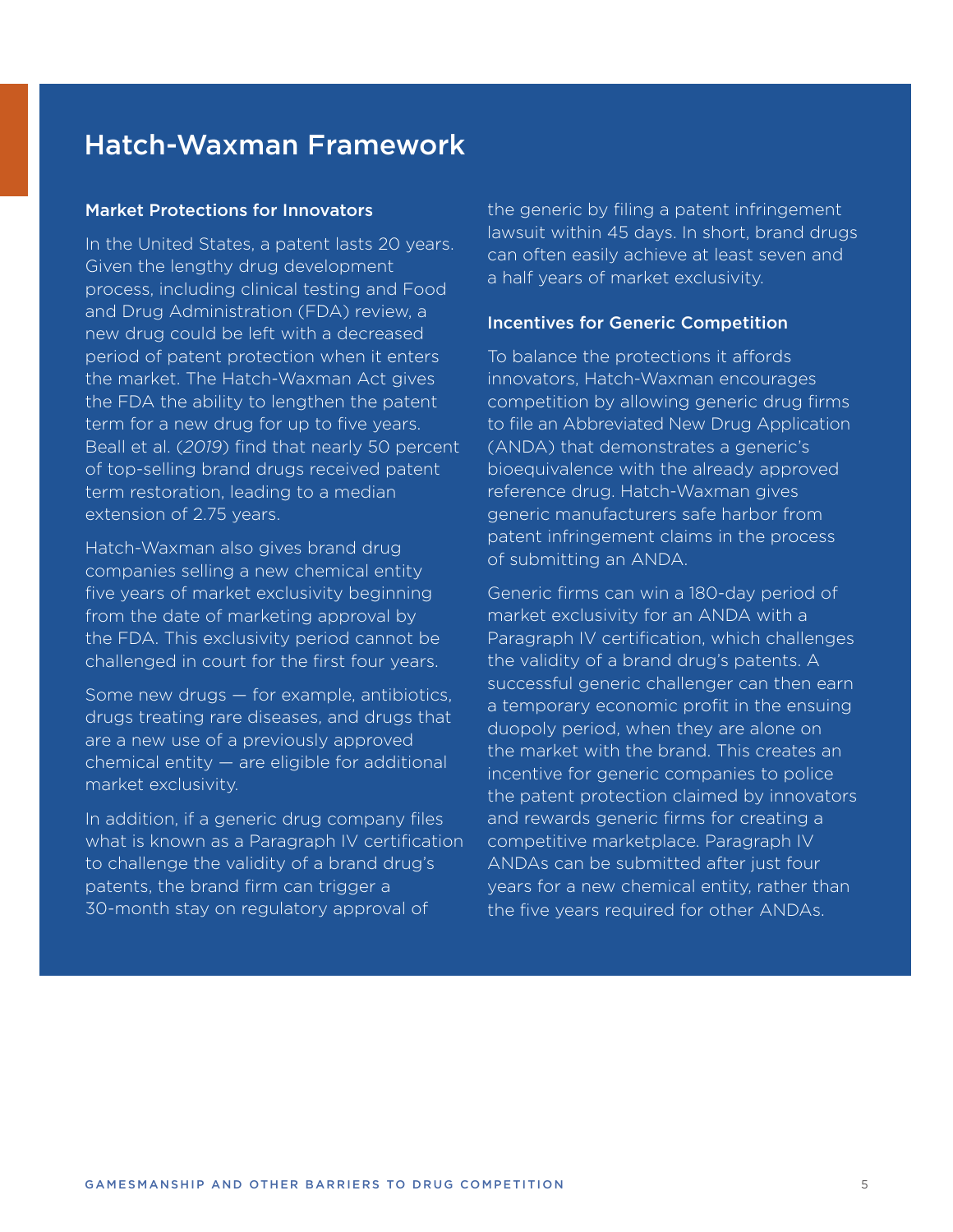## Hatch-Waxman Framework

### Market Protections for Innovators

In the United States, a patent lasts 20 years. Given the lengthy drug development process, including clinical testing and Food and Drug Administration (FDA) review, a new drug could be left with a decreased period of patent protection when it enters the market. The Hatch-Waxman Act gives the FDA the ability to lengthen the patent term for a new drug for up to five years. Beall et al. (*2019*) find that nearly 50 percent of top-selling brand drugs received patent term restoration, leading to a median extension of 2.75 years.

Hatch-Waxman also gives brand drug companies selling a new chemical entity five years of market exclusivity beginning from the date of marketing approval by the FDA. This exclusivity period cannot be challenged in court for the first four years.

Some new drugs — for example, antibiotics, drugs treating rare diseases, and drugs that are a new use of a previously approved chemical entity — are eligible for additional market exclusivity.

In addition, if a generic drug company files what is known as a Paragraph IV certification to challenge the validity of a brand drug's patents, the brand firm can trigger a 30-month stay on regulatory approval of the generic by filing a patent infringement lawsuit within 45 days. In short, brand drugs can often easily achieve at least seven and a half years of market exclusivity.

### Incentives for Generic Competition

To balance the protections it affords innovators, Hatch-Waxman encourages competition by allowing generic drug firms to file an Abbreviated New Drug Application (ANDA) that demonstrates a generic's bioequivalence with the already approved reference drug. Hatch-Waxman gives generic manufacturers safe harbor from patent infringement claims in the process of submitting an ANDA.

Generic firms can win a 180-day period of market exclusivity for an ANDA with a Paragraph IV certification, which challenges the validity of a brand drug's patents. A successful generic challenger can then earn a temporary economic profit in the ensuing duopoly period, when they are alone on the market with the brand. This creates an incentive for generic companies to police the patent protection claimed by innovators and rewards generic firms for creating a competitive marketplace. Paragraph IV ANDAs can be submitted after just four years for a new chemical entity, rather than the five years required for other ANDAs.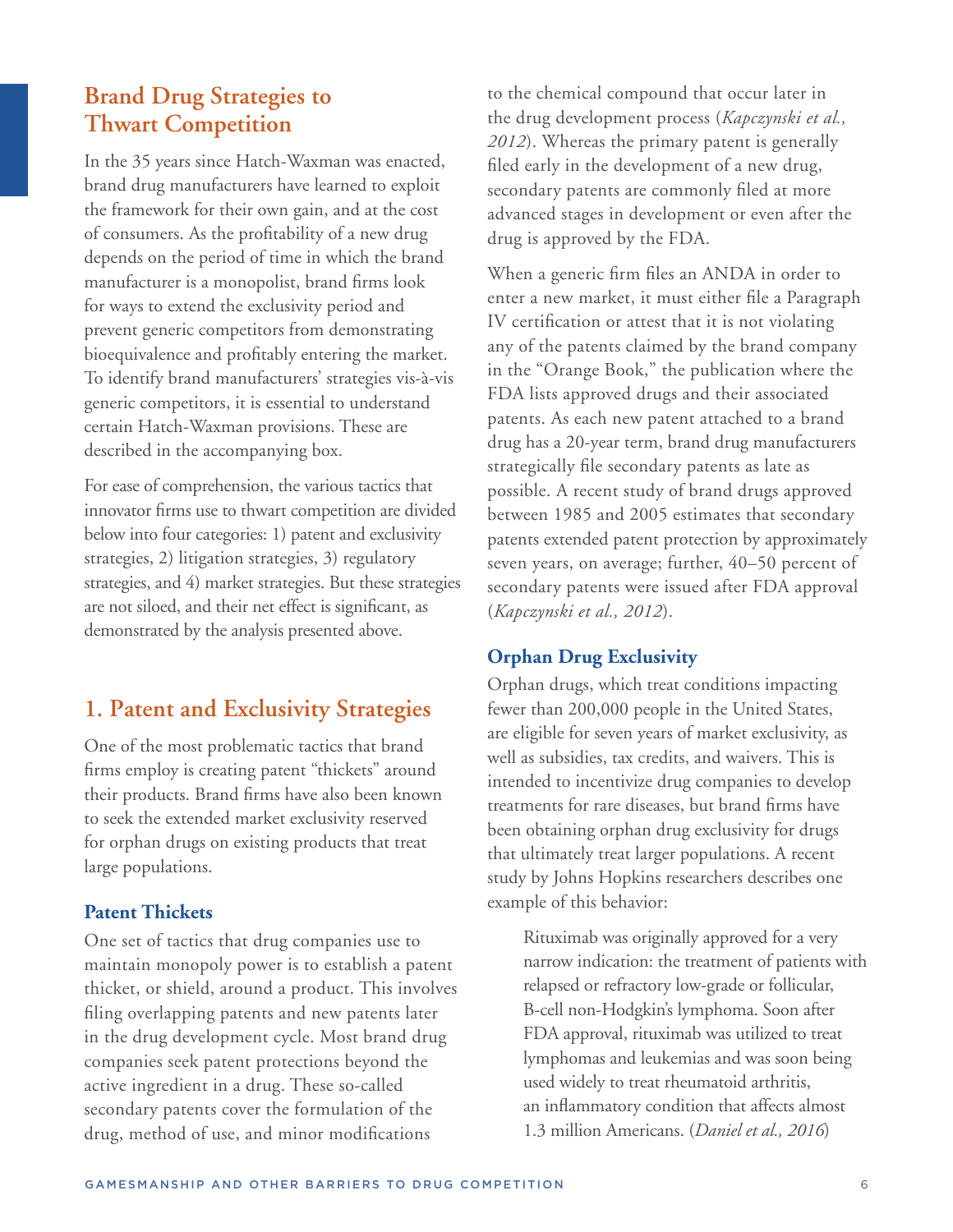## Brand Drug Strategies to Thwart Competition

In the 35 years since Hatch-Waxman was enacted, brand drug manufacturers have learned to exploit the framework for their own gain, and at the cost of consumers. As the profitability of a new drug depends on the period of time in which the brand manufacturer is a monopolist, brand firms look for ways to extend the exclusivity period and prevent generic competitors from demonstrating bioequivalence and profitably entering the market. To identify brand manufacturers' strategies vis-à-vis generic competitors, it is essential to understand certain Hatch-Waxman provisions. These are described in the accompanying box.

For ease of comprehension, the various tactics that innovator firms use to thwart competition are divided below into four categories: 1) patent and exclusivity strategies, 2) litigation strategies, 3) regulatory strategies, and 4) market strategies. But these strategies are not siloed, and their net effect is significant, as demonstrated by the analysis presented above.

## 1. Patent and Exclusivity Strategies

One of the most problematic tactics that brand firms employ is creating patent "thickets" around their products. Brand firms have also been known to seek the extended market exclusivity reserved for orphan drugs on existing products that treat large populations.

### Patent Thickets

One set of tactics that drug companies use to maintain monopoly power is to establish a patent thicket, or shield, around a product. This involves filing overlapping patents and new patents later in the drug development cycle. Most brand drug companies seek patent protections beyond the active ingredient in a drug. These so-called secondary patents cover the formulation of the drug, method of use, and minor modifications to the chemical compound that occur later in the drug development process (*Kapczynski et al., 2012*). Whereas the primary patent is generally filed early in the development of a new drug, secondary patents are commonly filed at more advanced stages in development or even after the drug is approved by the FDA.

When a generic firm files an ANDA in order to enter a new market, it must either file a Paragraph IV certification or attest that it is not violating any of the patents claimed by the brand company in the "Orange Book," the publication where the FDA lists approved drugs and their associated patents. As each new patent attached to a brand drug has a 20-year term, brand drug manufacturers strategically file secondary patents as late as possible. A recent study of brand drugs approved between 1985 and 2005 estimates that secondary patents extended patent protection by approximately seven years, on average; further, 40–50 percent of secondary patents were issued after FDA approval (*Kapczynski et al., 2012*).

### Orphan Drug Exclusivity

Orphan drugs, which treat conditions impacting fewer than 200,000 people in the United States, are eligible for seven years of market exclusivity, as well as subsidies, tax credits, and waivers. This is intended to incentivize drug companies to develop treatments for rare diseases, but brand firms have been obtaining orphan drug exclusivity for drugs that ultimately treat larger populations. A recent study by Johns Hopkins researchers describes one example of this behavior:

> Rituximab was originally approved for a very narrow indication: the treatment of patients with relapsed or refractory low-grade or follicular, B-cell non-Hodgkin's lymphoma. Soon after FDA approval, rituximab was utilized to treat lymphomas and leukemias and was soon being used widely to treat rheumatoid arthritis, an inflammatory condition that affects almost 1.3 million Americans. (*Daniel et al., 2016*)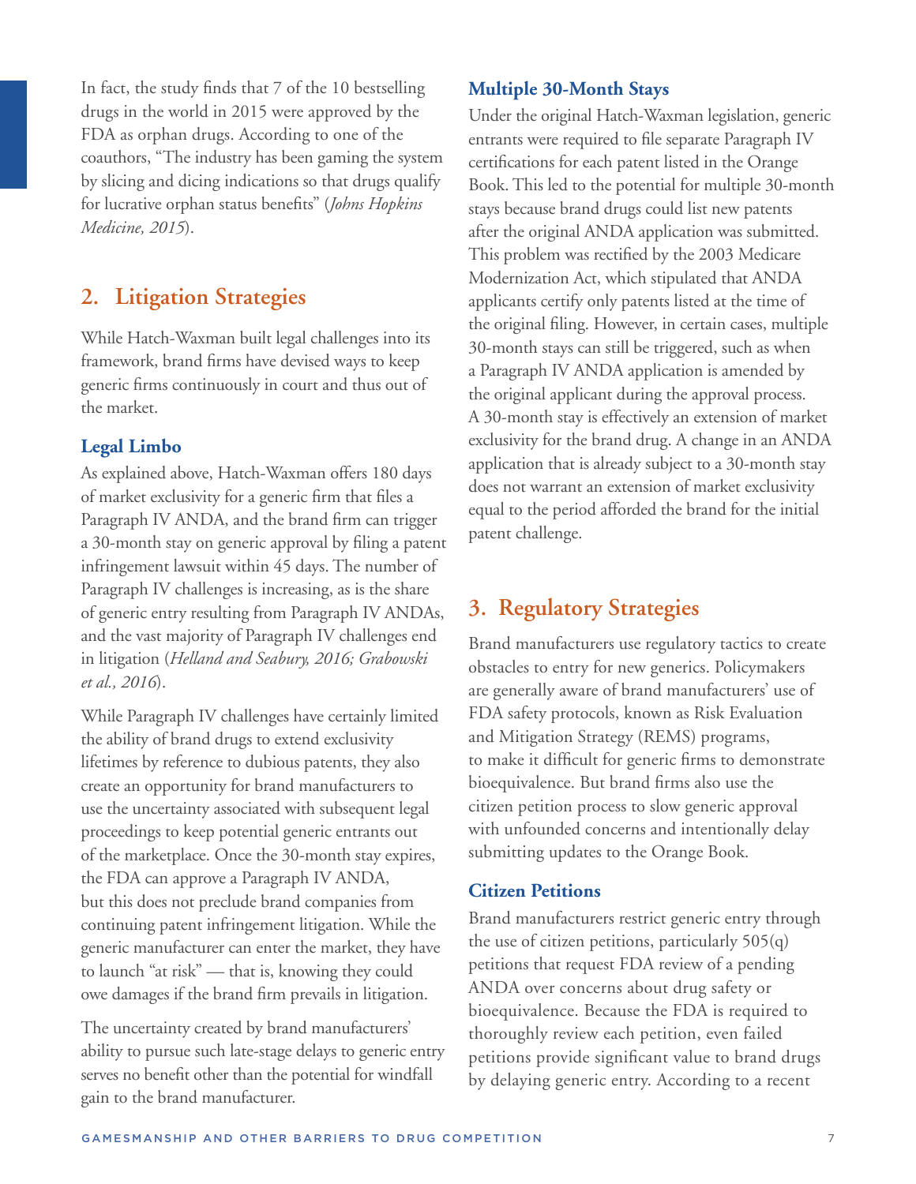In fact, the study finds that 7 of the 10 bestselling drugs in the world in 2015 were approved by the FDA as orphan drugs. According to one of the coauthors, "The industry has been gaming the system by slicing and dicing indications so that drugs qualify for lucrative orphan status benefits" (*Johns Hopkins Medicine, 2015*).

## 2. Litigation Strategies

While Hatch-Waxman built legal challenges into its framework, brand firms have devised ways to keep generic firms continuously in court and thus out of the market.

### Legal Limbo

As explained above, Hatch-Waxman offers 180 days of market exclusivity for a generic firm that files a Paragraph IV ANDA, and the brand firm can trigger a 30-month stay on generic approval by filing a patent infringement lawsuit within 45 days. The number of Paragraph IV challenges is increasing, as is the share of generic entry resulting from Paragraph IV ANDAs, and the vast majority of Paragraph IV challenges end in litigation (*Helland and Seabury, 2016; Grabowski et al., 2016*).

While Paragraph IV challenges have certainly limited the ability of brand drugs to extend exclusivity lifetimes by reference to dubious patents, they also create an opportunity for brand manufacturers to use the uncertainty associated with subsequent legal proceedings to keep potential generic entrants out of the marketplace. Once the 30-month stay expires, the FDA can approve a Paragraph IV ANDA, but this does not preclude brand companies from continuing patent infringement litigation. While the generic manufacturer can enter the market, they have to launch "at risk" — that is, knowing they could owe damages if the brand firm prevails in litigation.

The uncertainty created by brand manufacturers' ability to pursue such late-stage delays to generic entry serves no benefit other than the potential for windfall gain to the brand manufacturer.

### Multiple 30-Month Stays

Under the original Hatch-Waxman legislation, generic entrants were required to file separate Paragraph IV certifications for each patent listed in the Orange Book. This led to the potential for multiple 30-month stays because brand drugs could list new patents after the original ANDA application was submitted. This problem was rectified by the 2003 Medicare Modernization Act, which stipulated that ANDA applicants certify only patents listed at the time of the original filing. However, in certain cases, multiple 30-month stays can still be triggered, such as when a Paragraph IV ANDA application is amended by the original applicant during the approval process. A 30-month stay is effectively an extension of market exclusivity for the brand drug. A change in an ANDA application that is already subject to a 30-month stay does not warrant an extension of market exclusivity equal to the period afforded the brand for the initial patent challenge.

## 3. Regulatory Strategies

Brand manufacturers use regulatory tactics to create obstacles to entry for new generics. Policymakers are generally aware of brand manufacturers' use of FDA safety protocols, known as Risk Evaluation and Mitigation Strategy (REMS) programs, to make it difficult for generic firms to demonstrate bioequivalence. But brand firms also use the citizen petition process to slow generic approval with unfounded concerns and intentionally delay submitting updates to the Orange Book.

### Citizen Petitions

Brand manufacturers restrict generic entry through the use of citizen petitions, particularly 505(q) petitions that request FDA review of a pending ANDA over concerns about drug safety or bioequivalence. Because the FDA is required to thoroughly review each petition, even failed petitions provide significant value to brand drugs by delaying generic entry. According to a recent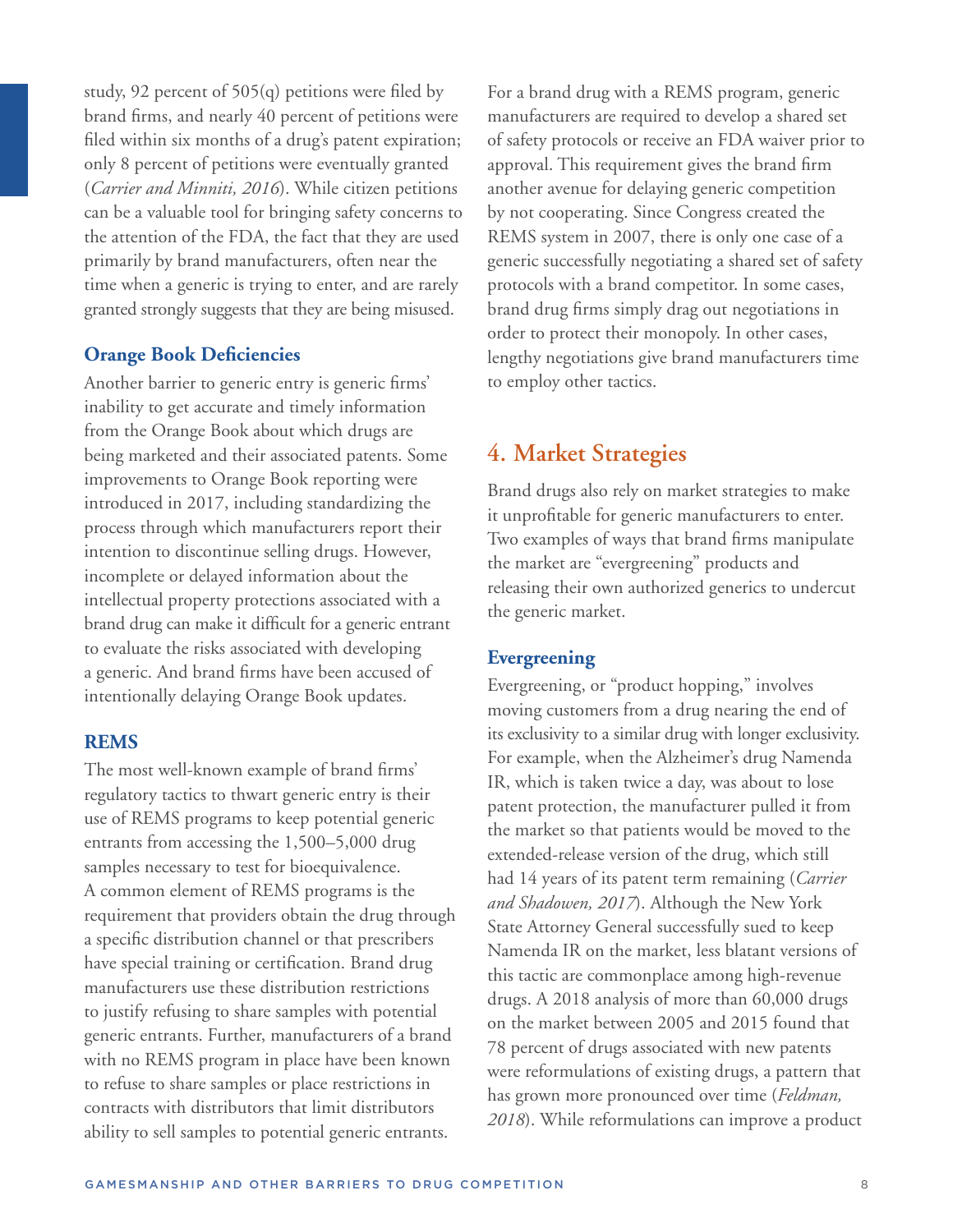study, 92 percent of 505(q) petitions were filed by brand firms, and nearly 40 percent of petitions were filed within six months of a drug's patent expiration; only 8 percent of petitions were eventually granted (*Carrier and Minniti, 2016*). While citizen petitions can be a valuable tool for bringing safety concerns to the attention of the FDA, the fact that they are used primarily by brand manufacturers, often near the time when a generic is trying to enter, and are rarely granted strongly suggests that they are being misused.

### Orange Book Deficiencies

Another barrier to generic entry is generic firms' inability to get accurate and timely information from the Orange Book about which drugs are being marketed and their associated patents. Some improvements to Orange Book reporting were introduced in 2017, including standardizing the process through which manufacturers report their intention to discontinue selling drugs. However, incomplete or delayed information about the intellectual property protections associated with a brand drug can make it difficult for a generic entrant to evaluate the risks associated with developing a generic. And brand firms have been accused of intentionally delaying Orange Book updates.

### REMS

The most well-known example of brand firms' regulatory tactics to thwart generic entry is their use of REMS programs to keep potential generic entrants from accessing the 1,500–5,000 drug samples necessary to test for bioequivalence. A common element of REMS programs is the requirement that providers obtain the drug through a specific distribution channel or that prescribers have special training or certification. Brand drug manufacturers use these distribution restrictions to justify refusing to share samples with potential generic entrants. Further, manufacturers of a brand with no REMS program in place have been known to refuse to share samples or place restrictions in contracts with distributors that limit distributors ability to sell samples to potential generic entrants.

For a brand drug with a REMS program, generic manufacturers are required to develop a shared set of safety protocols or receive an FDA waiver prior to approval. This requirement gives the brand firm another avenue for delaying generic competition by not cooperating. Since Congress created the REMS system in 2007, there is only one case of a generic successfully negotiating a shared set of safety protocols with a brand competitor. In some cases, brand drug firms simply drag out negotiations in order to protect their monopoly. In other cases, lengthy negotiations give brand manufacturers time to employ other tactics.

## 4. Market Strategies

Brand drugs also rely on market strategies to make it unprofitable for generic manufacturers to enter. Two examples of ways that brand firms manipulate the market are "evergreening" products and releasing their own authorized generics to undercut the generic market.

### Evergreening

Evergreening, or "product hopping," involves moving customers from a drug nearing the end of its exclusivity to a similar drug with longer exclusivity. For example, when the Alzheimer's drug Namenda IR, which is taken twice a day, was about to lose patent protection, the manufacturer pulled it from the market so that patients would be moved to the extended-release version of the drug, which still had 14 years of its patent term remaining (*Carrier and Shadowen, 2017*). Although the New York State Attorney General successfully sued to keep Namenda IR on the market, less blatant versions of this tactic are commonplace among high-revenue drugs. A 2018 analysis of more than 60,000 drugs on the market between 2005 and 2015 found that 78 percent of drugs associated with new patents were reformulations of existing drugs, a pattern that has grown more pronounced over time (*Feldman, 2018*). While reformulations can improve a product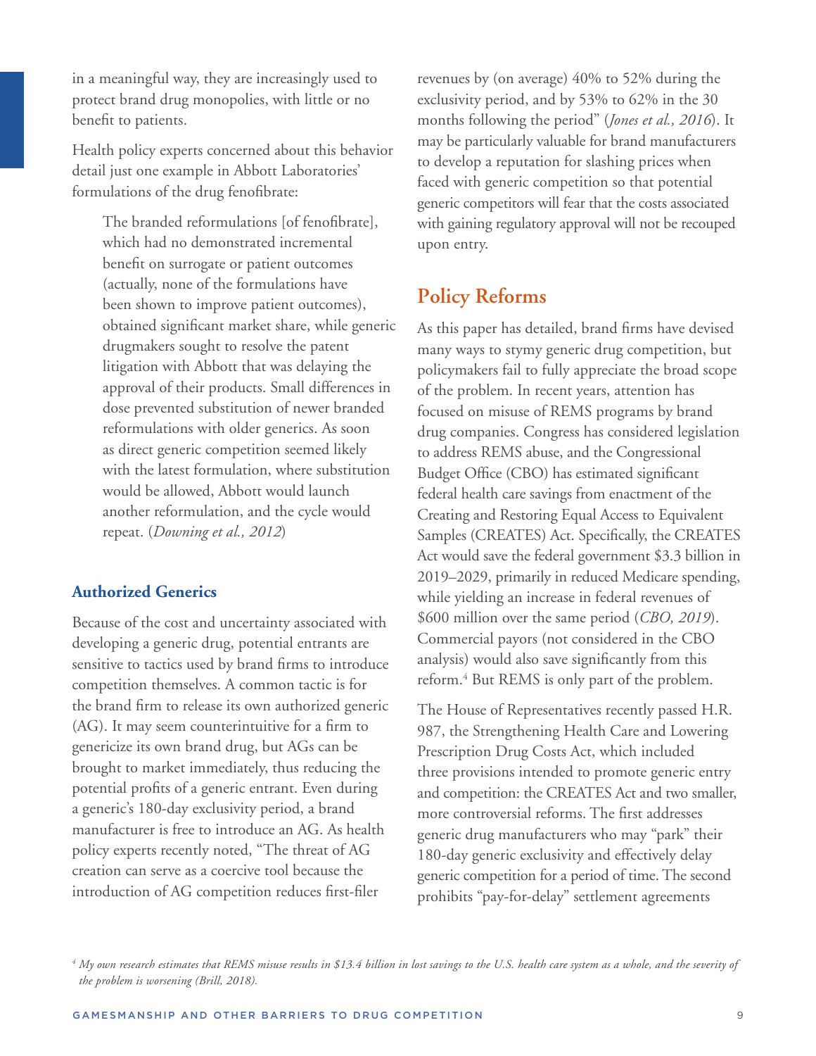in a meaningful way, they are increasingly used to protect brand drug monopolies, with little or no benefit to patients.

Health policy experts concerned about this behavior detail just one example in Abbott Laboratories' formulations of the drug fenofibrate:

> The branded reformulations [of fenofibrate], which had no demonstrated incremental benefit on surrogate or patient outcomes (actually, none of the formulations have been shown to improve patient outcomes), obtained significant market share, while generic drugmakers sought to resolve the patent litigation with Abbott that was delaying the approval of their products. Small differences in dose prevented substitution of newer branded reformulations with older generics. As soon as direct generic competition seemed likely with the latest formulation, where substitution would be allowed, Abbott would launch another reformulation, and the cycle would repeat. (*Downing et al., 2012*)

### Authorized Generics

Because of the cost and uncertainty associated with developing a generic drug, potential entrants are sensitive to tactics used by brand firms to introduce competition themselves. A common tactic is for the brand firm to release its own authorized generic (AG). It may seem counterintuitive for a firm to genericize its own brand drug, but AGs can be brought to market immediately, thus reducing the potential profits of a generic entrant. Even during a generic's 180-day exclusivity period, a brand manufacturer is free to introduce an AG. As health policy experts recently noted, "The threat of AG creation can serve as a coercive tool because the introduction of AG competition reduces first-filer revenues by (on average) 40% to 52% during the exclusivity period, and by 53% to 62% in the 30 months following the period" (*Jones et al., 2016*). It may be particularly valuable for brand manufacturers to develop a reputation for slashing prices when faced with generic competition so that potential generic competitors will fear that the costs associated with gaining regulatory approval will not be recouped upon entry.

## Policy Reforms

As this paper has detailed, brand firms have devised many ways to stymy generic drug competition, but policymakers fail to fully appreciate the broad scope of the problem. In recent years, attention has focused on misuse of REMS programs by brand drug companies. Congress has considered legislation to address REMS abuse, and the Congressional Budget Office (CBO) has estimated significant federal health care savings from enactment of the Creating and Restoring Equal Access to Equivalent Samples (CREATES) Act. Specifically, the CREATES Act would save the federal government \$3.3 billion in 2019–2029, primarily in reduced Medicare spending, while yielding an increase in federal revenues of \$600 million over the same period (*CBO, 2019*). Commercial payors (not considered in the CBO analysis) would also save significantly from this reform.[4] But REMS is only part of the problem.

The House of Representatives recently passed H.R. 987, the Strengthening Health Care and Lowering Prescription Drug Costs Act, which included three provisions intended to promote generic entry and competition: the CREATES Act and two smaller, more controversial reforms. The first addresses generic drug manufacturers who may "park" their 180-day generic exclusivity and effectively delay generic competition for a period of time. The second prohibits "pay-for-delay" settlement agreements

[4] *My own research estimates that REMS misuse results in \$13.4 billion in lost savings to the U.S. health care system as a whole, and the severity of the problem is worsening (Brill, 2018).*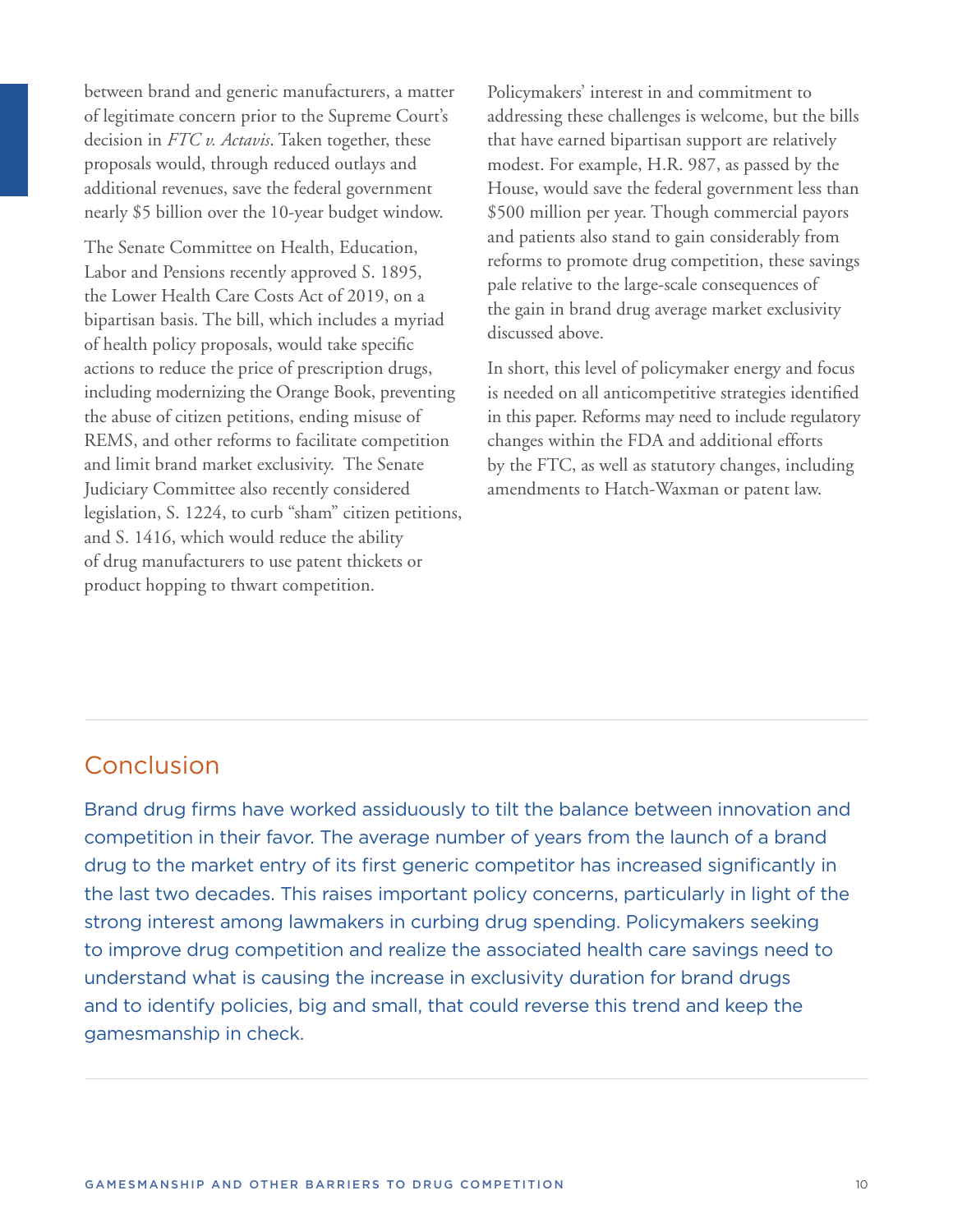between brand and generic manufacturers, a matter of legitimate concern prior to the Supreme Court's decision in *FTC v. Actavis*. Taken together, these proposals would, through reduced outlays and additional revenues, save the federal government nearly $5 billion over the 10-year budget window.

The Senate Committee on Health, Education, Labor and Pensions recently approved S. 1895, the Lower Health Care Costs Act of 2019, on a bipartisan basis. The bill, which includes a myriad of health policy proposals, would take specific actions to reduce the price of prescription drugs, including modernizing the Orange Book, preventing the abuse of citizen petitions, ending misuse of REMS, and other reforms to facilitate competition and limit brand market exclusivity. The Senate Judiciary Committee also recently considered legislation, S. 1224, to curb "sham" citizen petitions, and S. 1416, which would reduce the ability of drug manufacturers to use patent thickets or product hopping to thwart competition.

Policymakers' interest in and commitment to addressing these challenges is welcome, but the bills that have earned bipartisan support are relatively modest. For example, H.R. 987, as passed by the House, would save the federal government less than $500 million per year. Though commercial payors and patients also stand to gain considerably from reforms to promote drug competition, these savings pale relative to the large-scale consequences of the gain in brand drug average market exclusivity discussed above.

In short, this level of policymaker energy and focus is needed on all anticompetitive strategies identified in this paper. Reforms may need to include regulatory changes within the FDA and additional efforts by the FTC, as well as statutory changes, including amendments to Hatch-Waxman or patent law.

## Conclusion

Brand drug firms have worked assiduously to tilt the balance between innovation and competition in their favor. The average number of years from the launch of a brand drug to the market entry of its first generic competitor has increased significantly in the last two decades. This raises important policy concerns, particularly in light of the strong interest among lawmakers in curbing drug spending. Policymakers seeking to improve drug competition and realize the associated health care savings need to understand what is causing the increase in exclusivity duration for brand drugs and to identify policies, big and small, that could reverse this trend and keep the gamesmanship in check.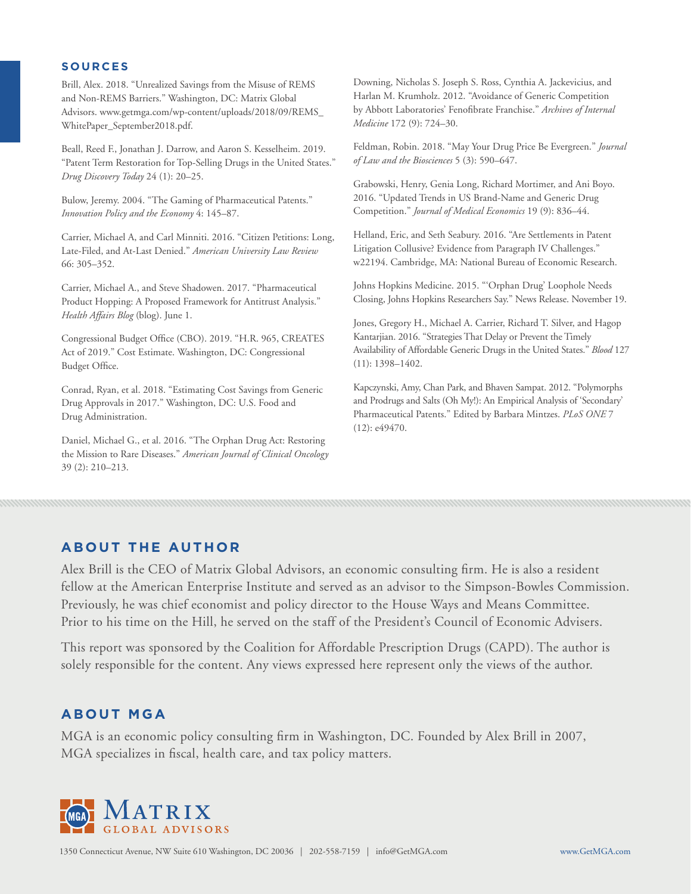## SOURCES

Brill, Alex. 2018. "Unrealized Savings from the Misuse of REMS and Non-REMS Barriers." Washington, DC: Matrix Global Advisors. www.getmga.com/wp-content/uploads/2018/09/REMS_WhitePaper_September2018.pdf.

Beall, Reed F., Jonathan J. Darrow, and Aaron S. Kesselheim. 2019. "Patent Term Restoration for Top-Selling Drugs in the United States." *Drug Discovery Today* 24 (1): 20–25.

Bulow, Jeremy. 2004. "The Gaming of Pharmaceutical Patents." *Innovation Policy and the Economy* 4: 145–87.

Carrier, Michael A, and Carl Minniti. 2016. "Citizen Petitions: Long, Late-Filed, and At-Last Denied." *American University Law Review* 66: 305–352.

Carrier, Michael A., and Steve Shadowen. 2017. "Pharmaceutical Product Hopping: A Proposed Framework for Antitrust Analysis." *Health Affairs Blog* (blog). June 1.

Congressional Budget Office (CBO). 2019. "H.R. 965, CREATES Act of 2019." Cost Estimate. Washington, DC: Congressional Budget Office.

Conrad, Ryan, et al. 2018. "Estimating Cost Savings from Generic Drug Approvals in 2017." Washington, DC: U.S. Food and Drug Administration.

Daniel, Michael G., et al. 2016. "The Orphan Drug Act: Restoring the Mission to Rare Diseases." *American Journal of Clinical Oncology* 39 (2): 210–213.

Downing, Nicholas S. Joseph S. Ross, Cynthia A. Jackevicius, and Harlan M. Krumholz. 2012. "Avoidance of Generic Competition by Abbott Laboratories' Fenofibrate Franchise." *Archives of Internal Medicine* 172 (9): 724–30.

Feldman, Robin. 2018. "May Your Drug Price Be Evergreen." *Journal of Law and the Biosciences* 5 (3): 590–647.

Grabowski, Henry, Genia Long, Richard Mortimer, and Ani Boyo. 2016. "Updated Trends in US Brand-Name and Generic Drug Competition." *Journal of Medical Economics* 19 (9): 836–44.

Helland, Eric, and Seth Seabury. 2016. "Are Settlements in Patent Litigation Collusive? Evidence from Paragraph IV Challenges." w22194. Cambridge, MA: National Bureau of Economic Research.

Johns Hopkins Medicine. 2015. "'Orphan Drug' Loophole Needs Closing, Johns Hopkins Researchers Say." News Release. November 19.

Jones, Gregory H., Michael A. Carrier, Richard T. Silver, and Hagop Kantarjian. 2016. "Strategies That Delay or Prevent the Timely Availability of Affordable Generic Drugs in the United States." *Blood* 127 (11): 1398–1402.

Kapczynski, Amy, Chan Park, and Bhaven Sampat. 2012. "Polymorphs and Prodrugs and Salts (Oh My!): An Empirical Analysis of 'Secondary' Pharmaceutical Patents." Edited by Barbara Mintzes. *PLoS ONE* 7 (12): e49470.

## ABOUT THE AUTHOR

Alex Brill is the CEO of Matrix Global Advisors, an economic consulting firm. He is also a resident fellow at the American Enterprise Institute and served as an advisor to the Simpson-Bowles Commission. Previously, he was chief economist and policy director to the House Ways and Means Committee. Prior to his time on the Hill, he served on the staff of the President's Council of Economic Advisers.

This report was sponsored by the Coalition for Affordable Prescription Drugs (CAPD). The author is solely responsible for the content. Any views expressed here represent only the views of the author.

## ABOUT MGA

MGA is an economic policy consulting firm in Washington, DC. Founded by Alex Brill in 2007, MGA specializes in fiscal, health care, and tax policy matters.

MGA MATRIX GLOBAL ADVISORS

1350 Connecticut Avenue, NW Suite 610 Washington, DC 20036 | 202-558-7159 | info@GetMGA.com

www.GetMGA.com